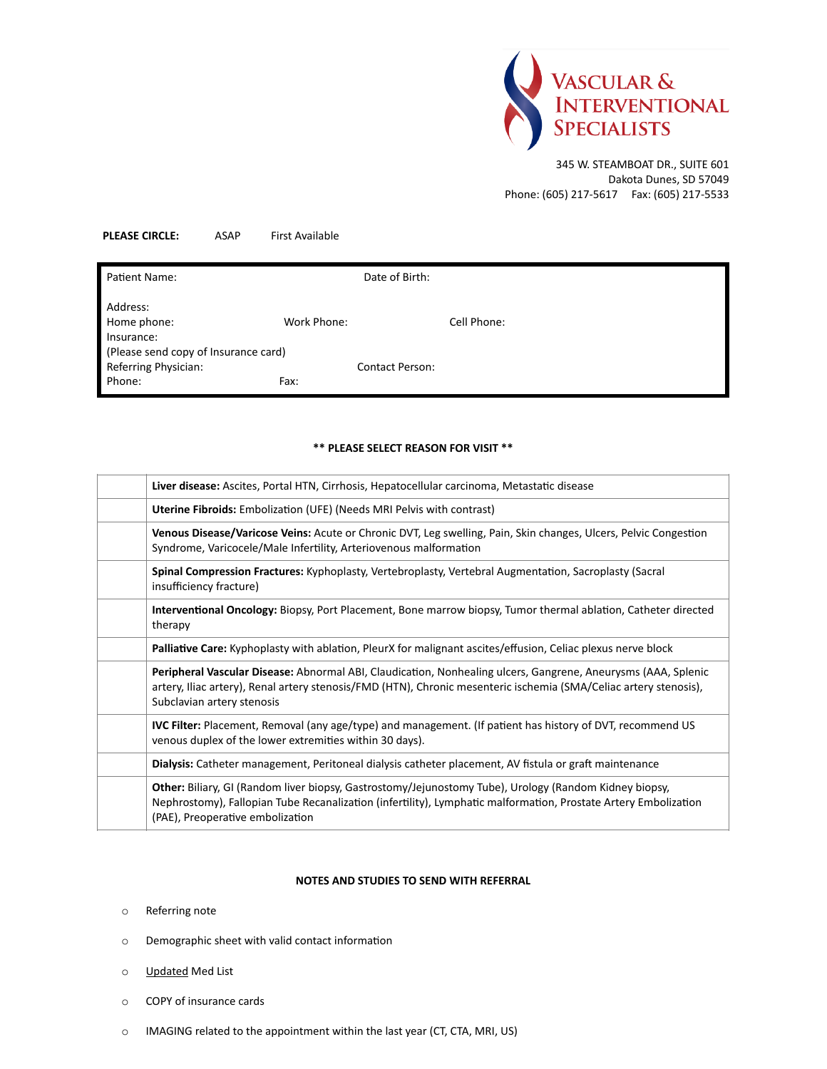# VASCULAR & INTERVENTIONAL SPECIALISTS

345 W. STEAMBOAT DR., SUITE 601
Dakota Dunes, SD 57049
Phone: (605) 217-5617 Fax: (605) 217-5533

**PLEASE CIRCLE:** ASAP First Available

| | | |
|---|---|---|
| Patient Name: | Date of Birth: | |
| Address: | | |
| Home phone: | Work Phone: | Cell Phone: |
| Insurance: (Please send copy of Insurance card) | | |
| Referring Physician: | Contact Person: | |
| Phone: | Fax: | |

**\*\* PLEASE SELECT REASON FOR VISIT \*\***

| | |
|---|---|
| | **Liver disease:** Ascites, Portal HTN, Cirrhosis, Hepatocellular carcinoma, Metastatic disease |
| | **Uterine Fibroids:** Embolization (UFE) (Needs MRI Pelvis with contrast) |
| | **Venous Disease/Varicose Veins:** Acute or Chronic DVT, Leg swelling, Pain, Skin changes, Ulcers, Pelvic Congestion Syndrome, Varicocele/Male Infertility, Arteriovenous malformation |
| | **Spinal Compression Fractures:** Kyphoplasty, Vertebroplasty, Vertebral Augmentation, Sacroplasty (Sacral insufficiency fracture) |
| | **Interventional Oncology:** Biopsy, Port Placement, Bone marrow biopsy, Tumor thermal ablation, Catheter directed therapy |
| | **Palliative Care:** Kyphoplasty with ablation, PleurX for malignant ascites/effusion, Celiac plexus nerve block |
| | **Peripheral Vascular Disease:** Abnormal ABI, Claudication, Nonhealing ulcers, Gangrene, Aneurysms (AAA, Splenic artery, Iliac artery), Renal artery stenosis/FMD (HTN), Chronic mesenteric ischemia (SMA/Celiac artery stenosis), Subclavian artery stenosis |
| | **IVC Filter:** Placement, Removal (any age/type) and management. (If patient has history of DVT, recommend US venous duplex of the lower extremities within 30 days). |
| | **Dialysis:** Catheter management, Peritoneal dialysis catheter placement, AV fistula or graft maintenance |
| | **Other:** Biliary, GI (Random liver biopsy, Gastrostomy/Jejunostomy Tube), Urology (Random Kidney biopsy, Nephrostomy), Fallopian Tube Recanalization (infertility), Lymphatic malformation, Prostate Artery Embolization (PAE), Preoperative embolization |

**NOTES AND STUDIES TO SEND WITH REFERRAL**

- Referring note
- Demographic sheet with valid contact information
- Updated Med List
- COPY of insurance cards
- IMAGING related to the appointment within the last year (CT, CTA, MRI, US)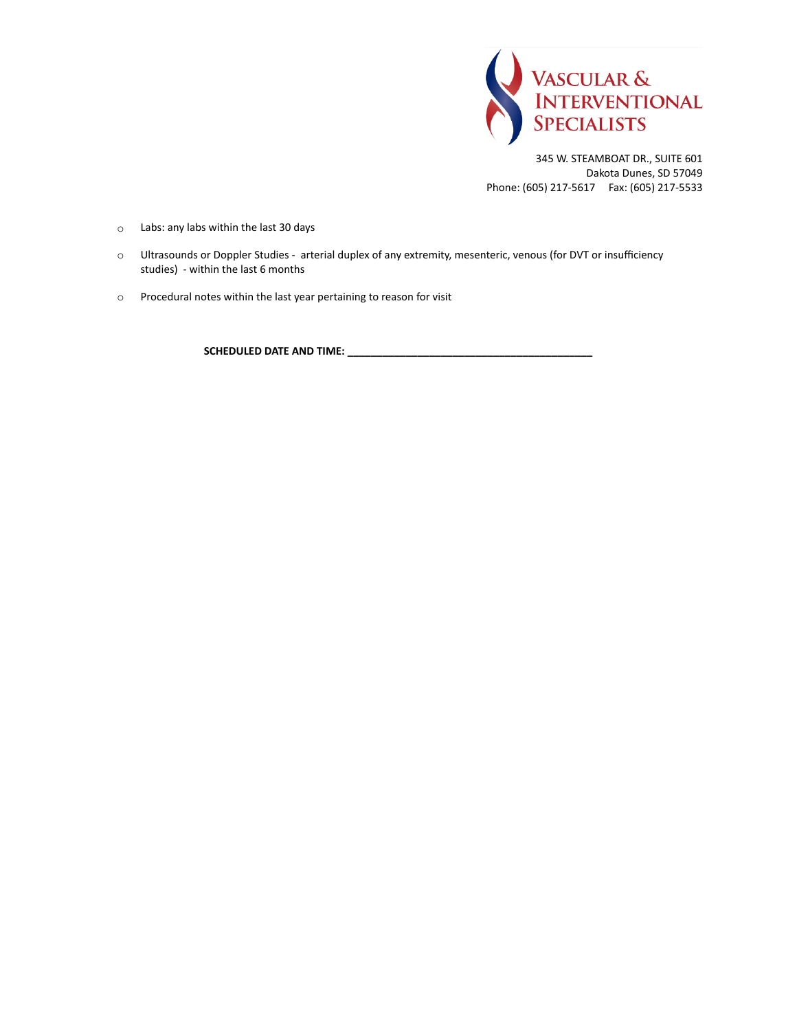VASCULAR & INTERVENTIONAL SPECIALISTS

345 W. STEAMBOAT DR., SUITE 601
Dakota Dunes, SD 57049
Phone: (605) 217-5617 Fax: (605) 217-5533

- Labs: any labs within the last 30 days
- Ultrasounds or Doppler Studies - arterial duplex of any extremity, mesenteric, venous (for DVT or insufficiency studies) - within the last 6 months
- Procedural notes within the last year pertaining to reason for visit

**SCHEDULED DATE AND TIME: ___________________________________________**